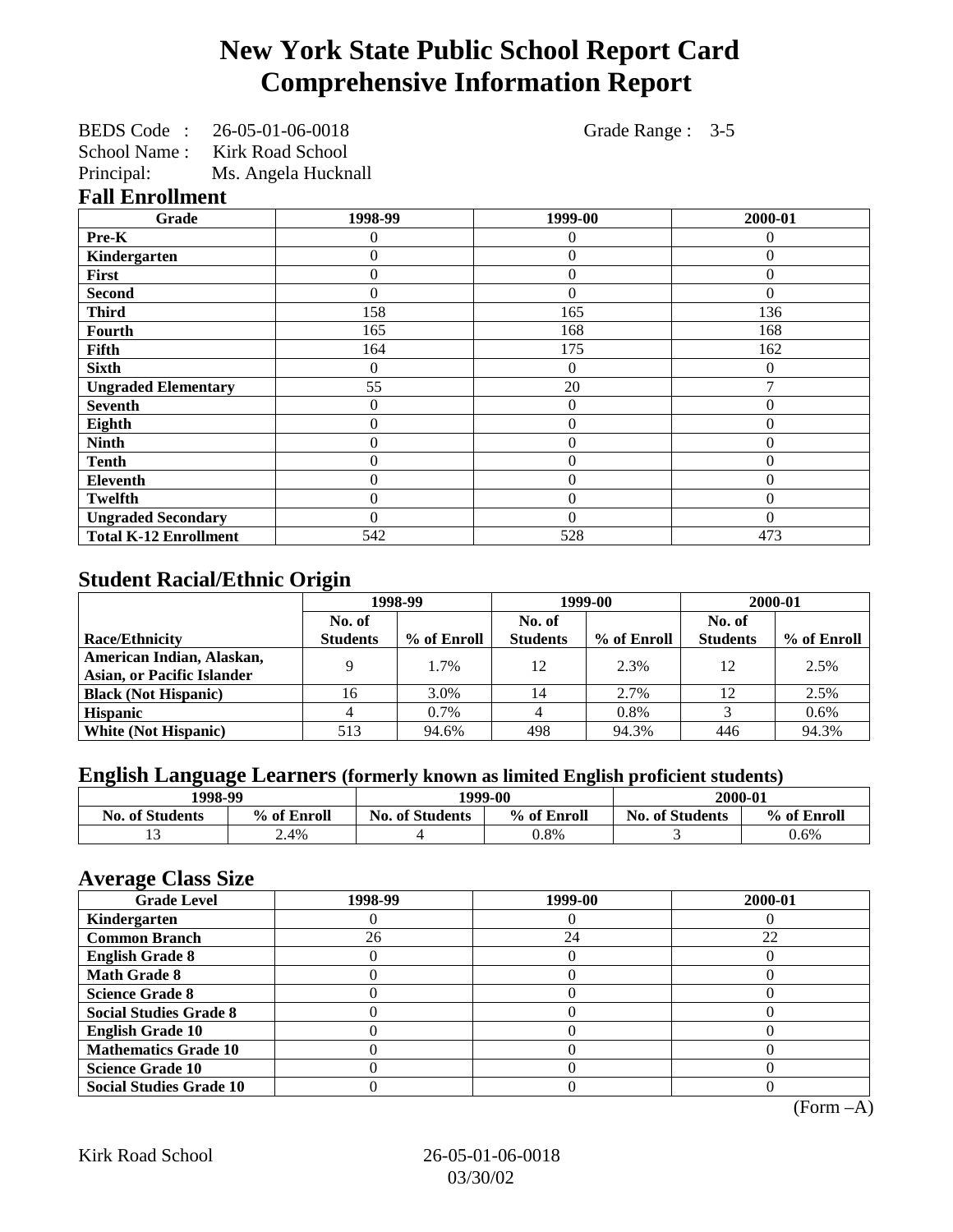# New York State Public School Report Card
# Comprehensive Information Report

BEDS Code : 26-05-01-06-0018 Grade Range : 3-5
School Name : Kirk Road School
Principal: Ms. Angela Hucknall

## Fall Enrollment

| Grade | 1998-99 | 1999-00 | 2000-01 |
|---|---|---|---|
| Pre-K | 0 | 0 | 0 |
| Kindergarten | 0 | 0 | 0 |
| First | 0 | 0 | 0 |
| Second | 0 | 0 | 0 |
| Third | 158 | 165 | 136 |
| Fourth | 165 | 168 | 168 |
| Fifth | 164 | 175 | 162 |
| Sixth | 0 | 0 | 0 |
| Ungraded Elementary | 55 | 20 | 7 |
| Seventh | 0 | 0 | 0 |
| Eighth | 0 | 0 | 0 |
| Ninth | 0 | 0 | 0 |
| Tenth | 0 | 0 | 0 |
| Eleventh | 0 | 0 | 0 |
| Twelfth | 0 | 0 | 0 |
| Ungraded Secondary | 0 | 0 | 0 |
| Total K-12 Enrollment | 542 | 528 | 473 |

## Student Racial/Ethnic Origin

| | 1998-99 | | 1999-00 | | 2000-01 | |
|---|---|---|---|---|---|---|
| Race/Ethnicity | No. of Students | % of Enroll | No. of Students | % of Enroll | No. of Students | % of Enroll |
| American Indian, Alaskan, Asian, or Pacific Islander | 9 | 1.7% | 12 | 2.3% | 12 | 2.5% |
| Black (Not Hispanic) | 16 | 3.0% | 14 | 2.7% | 12 | 2.5% |
| Hispanic | 4 | 0.7% | 4 | 0.8% | 3 | 0.6% |
| White (Not Hispanic) | 513 | 94.6% | 498 | 94.3% | 446 | 94.3% |

## English Language Learners (formerly known as limited English proficient students)

| 1998-99 | | 1999-00 | | 2000-01 | |
|---|---|---|---|---|---|
| No. of Students | % of Enroll | No. of Students | % of Enroll | No. of Students | % of Enroll |
| 13 | 2.4% | 4 | 0.8% | 3 | 0.6% |

## Average Class Size

| Grade Level | 1998-99 | 1999-00 | 2000-01 |
|---|---|---|---|
| Kindergarten | 0 | 0 | 0 |
| Common Branch | 26 | 24 | 22 |
| English Grade 8 | 0 | 0 | 0 |
| Math Grade 8 | 0 | 0 | 0 |
| Science Grade 8 | 0 | 0 | 0 |
| Social Studies Grade 8 | 0 | 0 | 0 |
| English Grade 10 | 0 | 0 | 0 |
| Mathematics Grade 10 | 0 | 0 | 0 |
| Science Grade 10 | 0 | 0 | 0 |
| Social Studies Grade 10 | 0 | 0 | 0 |

(Form –A)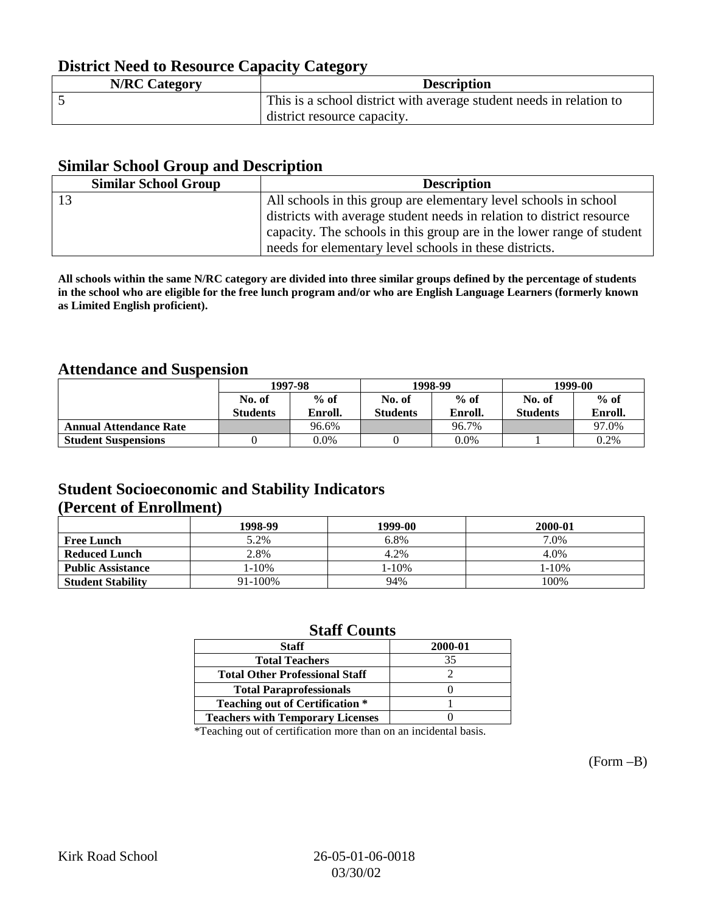## District Need to Resource Capacity Category

| N/RC Category | Description |
|---|---|
| 5 | This is a school district with average student needs in relation to district resource capacity. |

## Similar School Group and Description

| Similar School Group | Description |
|---|---|
| 13 | All schools in this group are elementary level schools in school districts with average student needs in relation to district resource capacity. The schools in this group are in the lower range of student needs for elementary level schools in these districts. |

**All schools within the same N/RC category are divided into three similar groups defined by the percentage of students in the school who are eligible for the free lunch program and/or who are English Language Learners (formerly known as Limited English proficient).**

## Attendance and Suspension

| | 1997-98 | | 1998-99 | | 1999-00 | |
|---|---|---|---|---|---|---|
| | No. of Students | % of Enroll. | No. of Students | % of Enroll. | No. of Students | % of Enroll. |
| **Annual Attendance Rate** | | 96.6% | | 96.7% | | 97.0% |
| **Student Suspensions** | 0 | 0.0% | 0 | 0.0% | 1 | 0.2% |

## Student Socioeconomic and Stability Indicators (Percent of Enrollment)

| | 1998-99 | 1999-00 | 2000-01 |
|---|---|---|---|
| **Free Lunch** | 5.2% | 6.8% | 7.0% |
| **Reduced Lunch** | 2.8% | 4.2% | 4.0% |
| **Public Assistance** | 1-10% | 1-10% | 1-10% |
| **Student Stability** | 91-100% | 94% | 100% |

## Staff Counts

| Staff | 2000-01 |
|---|---|
| Total Teachers | 35 |
| Total Other Professional Staff | 2 |
| Total Paraprofessionals | 0 |
| Teaching out of Certification * | 1 |
| Teachers with Temporary Licenses | 0 |

*Teaching out of certification more than on an incidental basis.

(Form –B)

Kirk Road School 26-05-01-06-0018 03/30/02